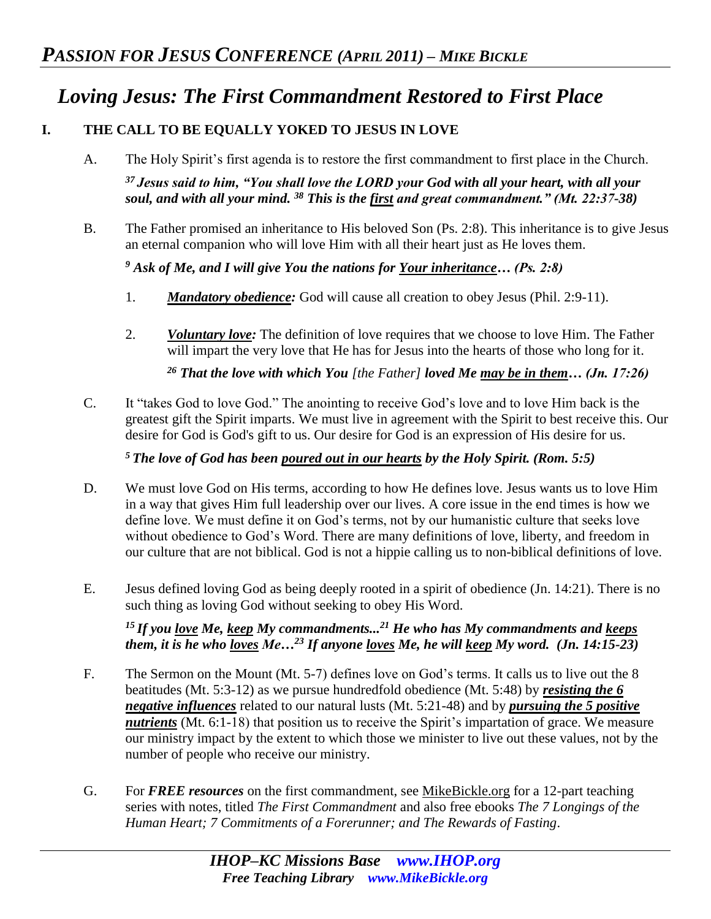# Loving Jesus: The First Commandment Restored to First Place

## I. THE CALL TO BE EQUALLY YOKED TO JESUS IN LOVE

A. The Holy Spirit's first agenda is to restore the first commandment to first place in the Church.

> ***[37] Jesus said to him, "You shall love the LORD your God with all your heart, with all your soul, and with all your mind. [38] This is the first and great commandment." (Mt. 22:37-38)***

B. The Father promised an inheritance to His beloved Son (Ps. 2:8). This inheritance is to give Jesus an eternal companion who will love Him with all their heart just as He loves them.

> ***[9] Ask of Me, and I will give You the nations for Your inheritance… (Ps. 2:8)***

1. ***Mandatory obedience:*** God will cause all creation to obey Jesus (Phil. 2:9-11).

2. ***Voluntary love:*** The definition of love requires that we choose to love Him. The Father will impart the very love that He has for Jesus into the hearts of those who long for it.

> ***[26] That the love with which You*** *[the Father]* ***loved Me may be in them… (Jn. 17:26)***

C. It "takes God to love God." The anointing to receive God's love and to love Him back is the greatest gift the Spirit imparts. We must live in agreement with the Spirit to best receive this. Our desire for God is God's gift to us. Our desire for God is an expression of His desire for us.

> ***[5] The love of God has been poured out in our hearts by the Holy Spirit. (Rom. 5:5)***

D. We must love God on His terms, according to how He defines love. Jesus wants us to love Him in a way that gives Him full leadership over our lives. A core issue in the end times is how we define love. We must define it on God's terms, not by our humanistic culture that seeks love without obedience to God's Word. There are many definitions of love, liberty, and freedom in our culture that are not biblical. God is not a hippie calling us to non-biblical definitions of love.

E. Jesus defined loving God as being deeply rooted in a spirit of obedience (Jn. 14:21). There is no such thing as loving God without seeking to obey His Word.

> ***[15] If you love Me, keep My commandments...[21] He who has My commandments and keeps them, it is he who loves Me…[23] If anyone loves Me, he will keep My word. (Jn. 14:15-23)***

F. The Sermon on the Mount (Mt. 5-7) defines love on God's terms. It calls us to live out the 8 beatitudes (Mt. 5:3-12) as we pursue hundredfold obedience (Mt. 5:48) by ***resisting the 6 negative influences*** related to our natural lusts (Mt. 5:21-48) and by ***pursuing the 5 positive nutrients*** (Mt. 6:1-18) that position us to receive the Spirit's impartation of grace. We measure our ministry impact by the extent to which those we minister to live out these values, not by the number of people who receive our ministry.

G. For ***FREE resources*** on the first commandment, see MikeBickle.org for a 12-part teaching series with notes, titled *The First Commandment* and also free ebooks *The 7 Longings of the Human Heart; 7 Commitments of a Forerunner; and The Rewards of Fasting*.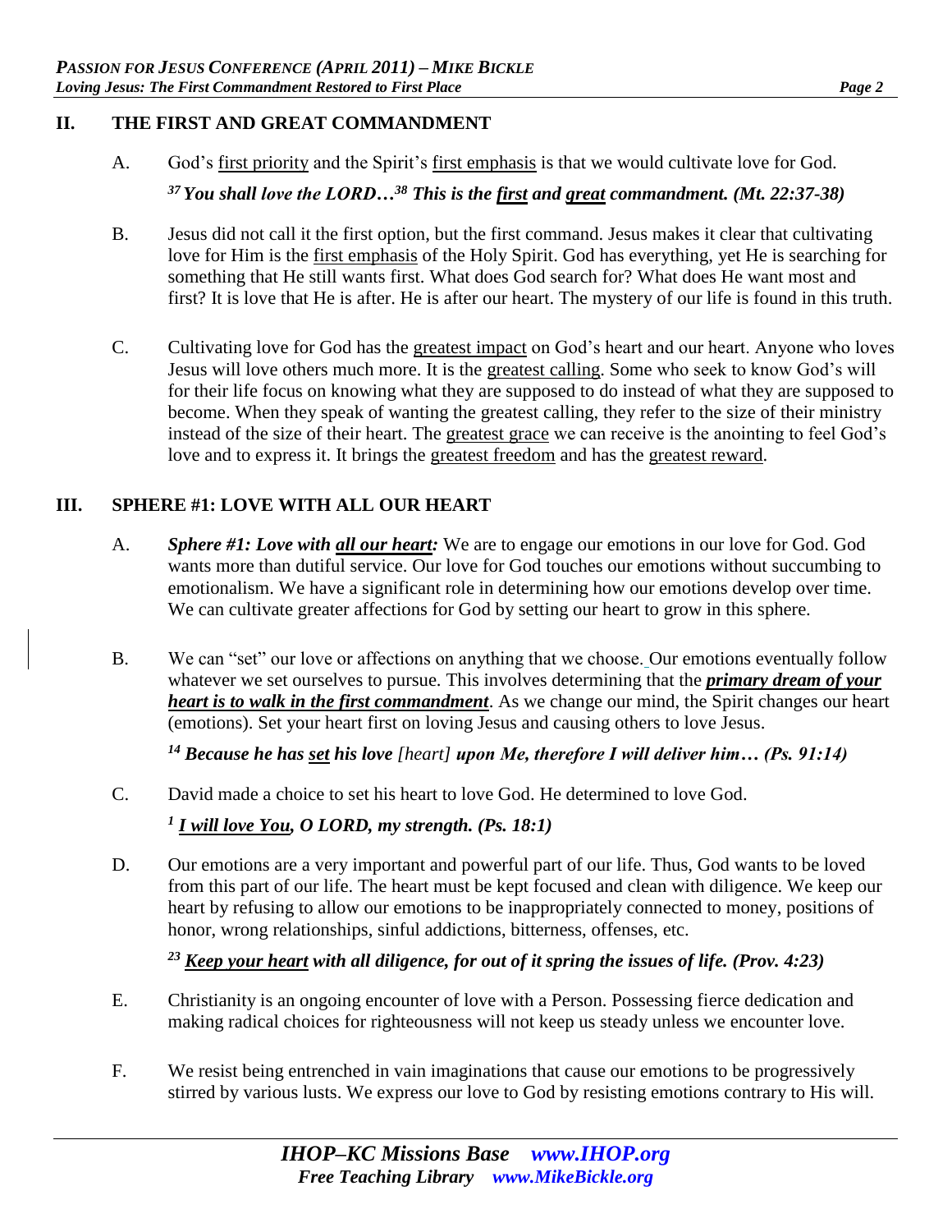## II. THE FIRST AND GREAT COMMANDMENT

A. God's first priority and the Spirit's first emphasis is that we would cultivate love for God.

***[37] You shall love the LORD…[38] This is the first and great commandment. (Mt. 22:37-38)***

B. Jesus did not call it the first option, but the first command. Jesus makes it clear that cultivating love for Him is the first emphasis of the Holy Spirit. God has everything, yet He is searching for something that He still wants first. What does God search for? What does He want most and first? It is love that He is after. He is after our heart. The mystery of our life is found in this truth.

C. Cultivating love for God has the greatest impact on God's heart and our heart. Anyone who loves Jesus will love others much more. It is the greatest calling. Some who seek to know God's will for their life focus on knowing what they are supposed to do instead of what they are supposed to become. When they speak of wanting the greatest calling, they refer to the size of their ministry instead of the size of their heart. The greatest grace we can receive is the anointing to feel God's love and to express it. It brings the greatest freedom and has the greatest reward.

## III. SPHERE #1: LOVE WITH ALL OUR HEART

A. ***Sphere #1: Love with all our heart:*** We are to engage our emotions in our love for God. God wants more than dutiful service. Our love for God touches our emotions without succumbing to emotionalism. We have a significant role in determining how our emotions develop over time. We can cultivate greater affections for God by setting our heart to grow in this sphere.

B. We can "set" our love or affections on anything that we choose. Our emotions eventually follow whatever we set ourselves to pursue. This involves determining that the ***primary dream of your heart is to walk in the first commandment***. As we change our mind, the Spirit changes our heart (emotions). Set your heart first on loving Jesus and causing others to love Jesus.

***[14] Because he has set his love*** *[heart]* ***upon Me, therefore I will deliver him… (Ps. 91:14)***

C. David made a choice to set his heart to love God. He determined to love God.

***[1] I will love You, O LORD, my strength. (Ps. 18:1)***

D. Our emotions are a very important and powerful part of our life. Thus, God wants to be loved from this part of our life. The heart must be kept focused and clean with diligence. We keep our heart by refusing to allow our emotions to be inappropriately connected to money, positions of honor, wrong relationships, sinful addictions, bitterness, offenses, etc.

***[23] Keep your heart with all diligence, for out of it spring the issues of life. (Prov. 4:23)***

E. Christianity is an ongoing encounter of love with a Person. Possessing fierce dedication and making radical choices for righteousness will not keep us steady unless we encounter love.

F. We resist being entrenched in vain imaginations that cause our emotions to be progressively stirred by various lusts. We express our love to God by resisting emotions contrary to His will.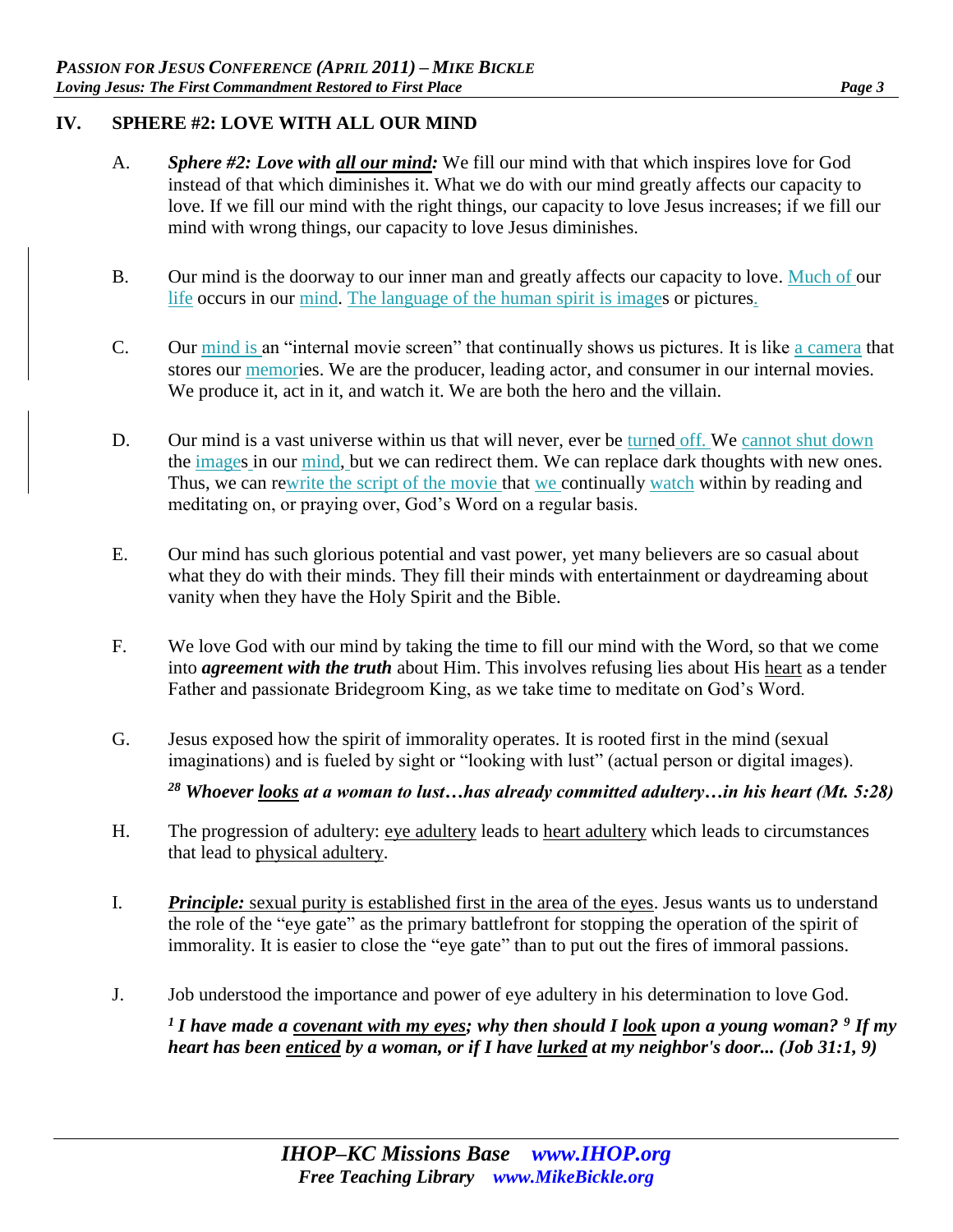## IV. SPHERE #2: LOVE WITH ALL OUR MIND

A. ***Sphere #2: Love with <u>all our mind</u>:*** We fill our mind with that which inspires love for God instead of that which diminishes it. What we do with our mind greatly affects our capacity to love. If we fill our mind with the right things, our capacity to love Jesus increases; if we fill our mind with wrong things, our capacity to love Jesus diminishes.

B. Our mind is the doorway to our inner man and greatly affects our capacity to love. Much of our life occurs in our mind. The language of the human spirit is images or pictures.

C. Our mind is an "internal movie screen" that continually shows us pictures. It is like a camera that stores our memories. We are the producer, leading actor, and consumer in our internal movies. We produce it, act in it, and watch it. We are both the hero and the villain.

D. Our mind is a vast universe within us that will never, ever be turned off. We cannot shut down the images in our mind, but we can redirect them. We can replace dark thoughts with new ones. Thus, we can rewrite the script of the movie that we continually watch within by reading and meditating on, or praying over, God's Word on a regular basis.

E. Our mind has such glorious potential and vast power, yet many believers are so casual about what they do with their minds. They fill their minds with entertainment or daydreaming about vanity when they have the Holy Spirit and the Bible.

F. We love God with our mind by taking the time to fill our mind with the Word, so that we come into ***agreement with the truth*** about Him. This involves refusing lies about His <u>heart</u> as a tender Father and passionate Bridegroom King, as we take time to meditate on God's Word.

G. Jesus exposed how the spirit of immorality operates. It is rooted first in the mind (sexual imaginations) and is fueled by sight or "looking with lust" (actual person or digital images).

***[28] Whoever <u>looks</u> at a woman to lust…has already committed adultery…in his heart (Mt. 5:28)***

H. The progression of adultery: <u>eye adultery</u> leads to <u>heart adultery</u> which leads to circumstances that lead to <u>physical adultery</u>.

I. ***<u>Principle:</u>*** <u>sexual purity is established first in the area of the eyes</u>. Jesus wants us to understand the role of the "eye gate" as the primary battlefront for stopping the operation of the spirit of immorality. It is easier to close the "eye gate" than to put out the fires of immoral passions.

J. Job understood the importance and power of eye adultery in his determination to love God.

***[1] I have made a <u>covenant with my eyes</u>; why then should I <u>look</u> upon a young woman? [9] If my heart has been <u>enticed</u> by a woman, or if I have <u>lurked</u> at my neighbor's door... (Job 31:1, 9)***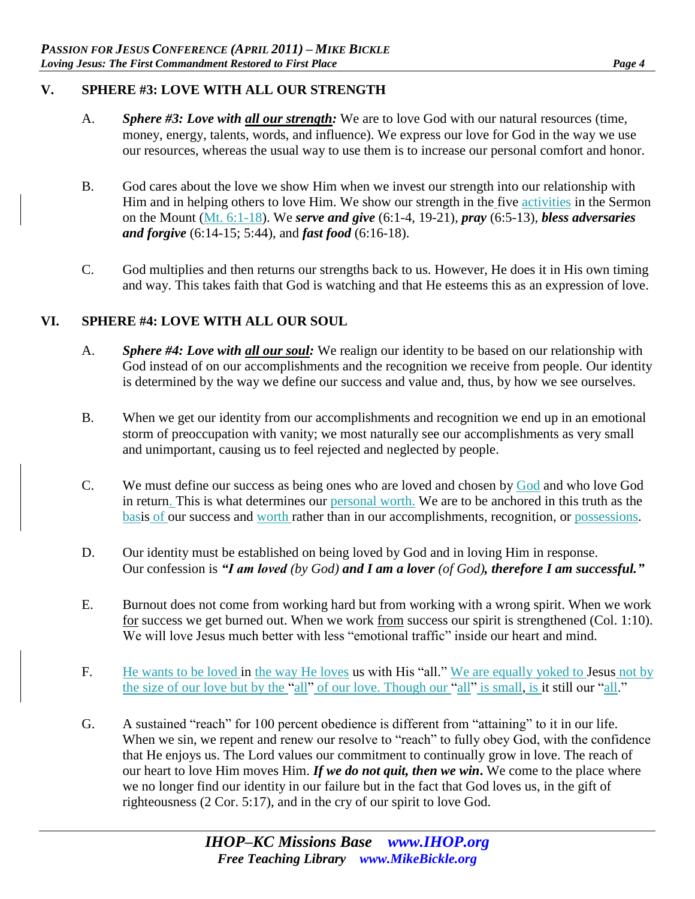## V. SPHERE #3: LOVE WITH ALL OUR STRENGTH

A. ***Sphere #3: Love with <u>all our strength</u>:*** We are to love God with our natural resources (time, money, energy, talents, words, and influence). We express our love for God in the way we use our resources, whereas the usual way to use them is to increase our personal comfort and honor.

B. God cares about the love we show Him when we invest our strength into our relationship with Him and in helping others to love Him. We show our strength in the five activities in the Sermon on the Mount (Mt. 6:1-18). We ***serve and give*** (6:1-4, 19-21), ***pray*** (6:5-13), ***bless adversaries and forgive*** (6:14-15; 5:44), and ***fast food*** (6:16-18).

C. God multiplies and then returns our strengths back to us. However, He does it in His own timing and way. This takes faith that God is watching and that He esteems this as an expression of love.

## VI. SPHERE #4: LOVE WITH ALL OUR SOUL

A. ***Sphere #4: Love with <u>all our soul</u>:*** We realign our identity to be based on our relationship with God instead of on our accomplishments and the recognition we receive from people. Our identity is determined by the way we define our success and value and, thus, by how we see ourselves.

B. When we get our identity from our accomplishments and recognition we end up in an emotional storm of preoccupation with vanity; we most naturally see our accomplishments as very small and unimportant, causing us to feel rejected and neglected by people.

C. We must define our success as being ones who are loved and chosen by God and who love God in return. This is what determines our personal worth. We are to be anchored in this truth as the basis of our success and worth rather than in our accomplishments, recognition, or possessions.

D. Our identity must be established on being loved by God and in loving Him in response. Our confession is ***"I am loved** (by God) **and I am a lover** (of God)**, therefore I am successful."***

E. Burnout does not come from working hard but from working with a wrong spirit. When we work <u>for</u> success we get burned out. When we work <u>from</u> success our spirit is strengthened (Col. 1:10). We will love Jesus much better with less "emotional traffic" inside our heart and mind.

F. He wants to be loved in the way He loves us with His "all." We are equally yoked to Jesus not by the size of our love but by the "all" of our love. Though our "all" is small, is it still our "all."

G. A sustained "reach" for 100 percent obedience is different from "attaining" to it in our life. When we sin, we repent and renew our resolve to "reach" to fully obey God, with the confidence that He enjoys us. The Lord values our commitment to continually grow in love. The reach of our heart to love Him moves Him. ***If we do not quit, then we win***. We come to the place where we no longer find our identity in our failure but in the fact that God loves us, in the gift of righteousness (2 Cor. 5:17), and in the cry of our spirit to love God.